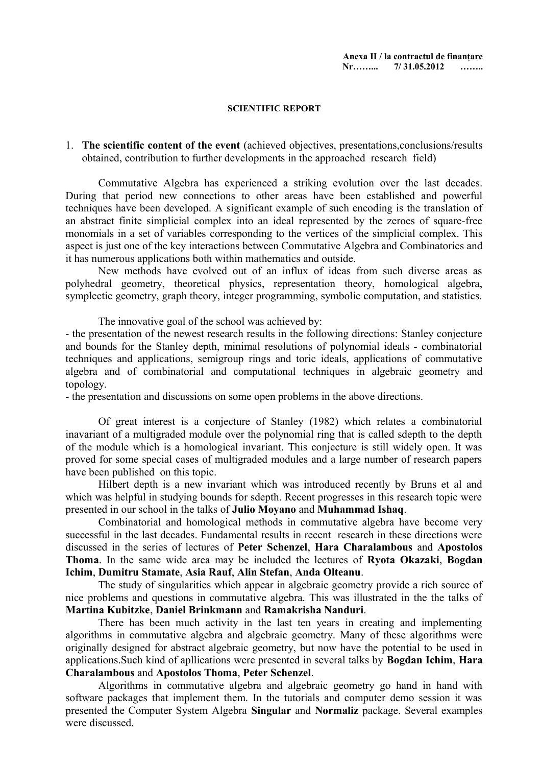**Anexa II / la contractul de finanțare**
**Nr……... 7/ 31.05.2012 ……..**

# SCIENTIFIC REPORT

1. **The scientific content of the event** (achieved objectives, presentations,conclusions/results obtained, contribution to further developments in the approached research field)

Commutative Algebra has experienced a striking evolution over the last decades. During that period new connections to other areas have been established and powerful techniques have been developed. A significant example of such encoding is the translation of an abstract finite simplicial complex into an ideal represented by the zeroes of square-free monomials in a set of variables corresponding to the vertices of the simplicial complex. This aspect is just one of the key interactions between Commutative Algebra and Combinatorics and it has numerous applications both within mathematics and outside.

New methods have evolved out of an influx of ideas from such diverse areas as polyhedral geometry, theoretical physics, representation theory, homological algebra, symplectic geometry, graph theory, integer programming, symbolic computation, and statistics.

The innovative goal of the school was achieved by:

- the presentation of the newest research results in the following directions: Stanley conjecture and bounds for the Stanley depth, minimal resolutions of polynomial ideals - combinatorial techniques and applications, semigroup rings and toric ideals, applications of commutative algebra and of combinatorial and computational techniques in algebraic geometry and topology.
- the presentation and discussions on some open problems in the above directions.

Of great interest is a conjecture of Stanley (1982) which relates a combinatorial inavariant of a multigraded module over the polynomial ring that is called sdepth to the depth of the module which is a homological invariant. This conjecture is still widely open. It was proved for some special cases of multigraded modules and a large number of research papers have been published on this topic.

Hilbert depth is a new invariant which was introduced recently by Bruns et al and which was helpful in studying bounds for sdepth. Recent progresses in this research topic were presented in our school in the talks of **Julio Moyano** and **Muhammad Ishaq**.

Combinatorial and homological methods in commutative algebra have become very successful in the last decades. Fundamental results in recent research in these directions were discussed in the series of lectures of **Peter Schenzel**, **Hara Charalambous** and **Apostolos Thoma**. In the same wide area may be included the lectures of **Ryota Okazaki**, **Bogdan Ichim**, **Dumitru Stamate**, **Asia Rauf**, **Alin Stefan**, **Anda Olteanu**.

The study of singularities which appear in algebraic geometry provide a rich source of nice problems and questions in commutative algebra. This was illustrated in the the talks of **Martina Kubitzke**, **Daniel Brinkmann** and **Ramakrisha Nanduri**.

There has been much activity in the last ten years in creating and implementing algorithms in commutative algebra and algebraic geometry. Many of these algorithms were originally designed for abstract algebraic geometry, but now have the potential to be used in applications.Such kind of apllications were presented in several talks by **Bogdan Ichim**, **Hara Charalambous** and **Apostolos Thoma**, **Peter Schenzel**.

Algorithms in commutative algebra and algebraic geometry go hand in hand with software packages that implement them. In the tutorials and computer demo session it was presented the Computer System Algebra **Singular** and **Normaliz** package. Several examples were discussed.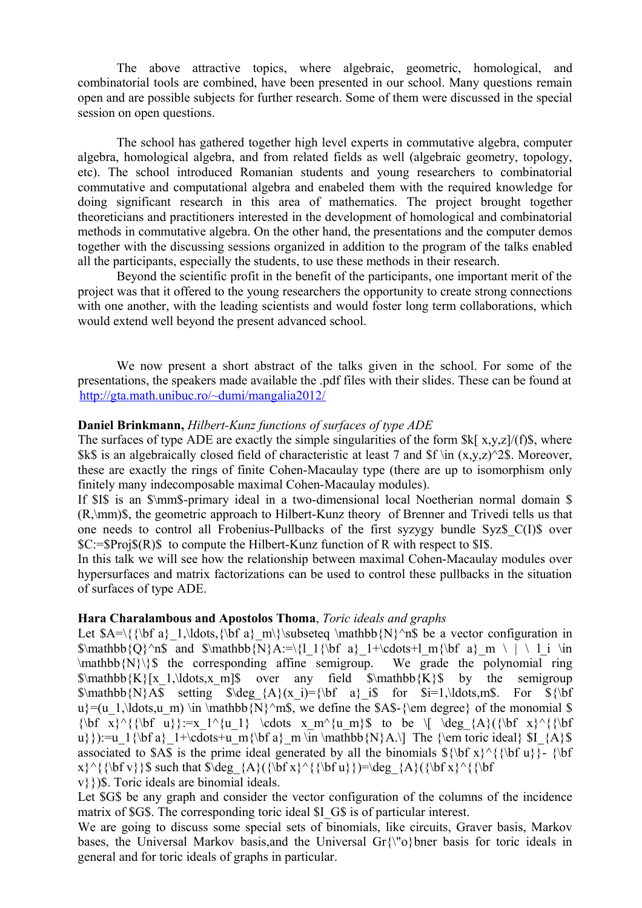The above attractive topics, where algebraic, geometric, homological, and combinatorial tools are combined, have been presented in our school. Many questions remain open and are possible subjects for further research. Some of them were discussed in the special session on open questions.

The school has gathered together high level experts in commutative algebra, computer algebra, homological algebra, and from related fields as well (algebraic geometry, topology, etc). The school introduced Romanian students and young researchers to combinatorial commutative and computational algebra and enabeled them with the required knowledge for doing significant research in this area of mathematics. The project brought together theoreticians and practitioners interested in the development of homological and combinatorial methods in commutative algebra. On the other hand, the presentations and the computer demos together with the discussing sessions organized in addition to the program of the talks enabled all the participants, especially the students, to use these methods in their research.

Beyond the scientific profit in the benefit of the participants, one important merit of the project was that it offered to the young researchers the opportunity to create strong connections with one another, with the leading scientists and would foster long term collaborations, which would extend well beyond the present advanced school.

We now present a short abstract of the talks given in the school. For some of the presentations, the speakers made available the .pdf files with their slides. These can be found at http://gta.math.unibuc.ro/~dumi/mangalia2012/

**Daniel Brinkmann,** *Hilbert-Kunz functions of surfaces of type ADE*
The surfaces of type ADE are exactly the simple singularities of the form $k[x,y,z]/(f)$, where $k$ is an algebraically closed field of characteristic at least 7 and $f \in (x,y,z)^2$. Moreover, these are exactly the rings of finite Cohen-Macaulay type (there are up to isomorphism only finitely many indecomposable maximal Cohen-Macaulay modules).
If $I$ is an $\mathfrak{m}$-primary ideal in a two-dimensional local Noetherian normal domain $(R,\mathfrak{m})$, the geometric approach to Hilbert-Kunz theory of Brenner and Trivedi tells us that one needs to control all Frobenius-Pullbacks of the first syzygy bundle $Syz_C(I)$ over $C:=\operatorname{Proj}(R)$ to compute the Hilbert-Kunz function of R with respect to $I$.
In this talk we will see how the relationship between maximal Cohen-Macaulay modules over hypersurfaces and matrix factorizations can be used to control these pullbacks in the situation of surfaces of type ADE.

**Hara Charalambous and Apostolos Thoma**, *Toric ideals and graphs*
Let $A=\{{\bf a}_1,\ldots,{\bf a}_m\}\subseteq \mathbb{N}^n$ be a vector configuration in $\mathbb{Q}^n$ and $\mathbb{N}A:=\{l_1{\bf a}_1+\cdots+l_m{\bf a}_m \ | \ l_i \in \mathbb{N}\}$ the corresponding affine semigroup. We grade the polynomial ring $\mathbb{K}[x_1,\ldots,x_m]$ over any field $\mathbb{K}$ by the semigroup $\mathbb{N}A$ setting $\deg_{A}(x_i)={\bf a}_i$ for $i=1,\ldots,m$. For ${\bf u}=(u_1,\ldots,u_m) \in \mathbb{N}^m$, we define the $A$-*degree* of the monomial ${\bf x}^{{\bf u}}:=x_1^{u_1} \cdots x_m^{u_m}$ to be

$$\deg_{A}({\bf x}^{{\bf u}}):=u_1{\bf a}_1+\cdots+u_m{\bf a}_m \in \mathbb{N}A.$$

The *toric ideal* $I_{A}$ associated to $A$ is the prime ideal generated by all the binomials ${\bf x}^{{\bf u}}- {\bf x}^{{\bf v}}$ such that $\deg_{A}({\bf x}^{{\bf u}})=\deg_{A}({\bf x}^{{\bf v}})$. Toric ideals are binomial ideals.
Let $G$ be any graph and consider the vector configuration of the columns of the incidence matrix of $G$. The corresponding toric ideal $I_G$ is of particular interest.
We are going to discuss some special sets of binomials, like circuits, Graver basis, Markov bases, the Universal Markov basis,and the Universal Gröbner basis for toric ideals in general and for toric ideals of graphs in particular.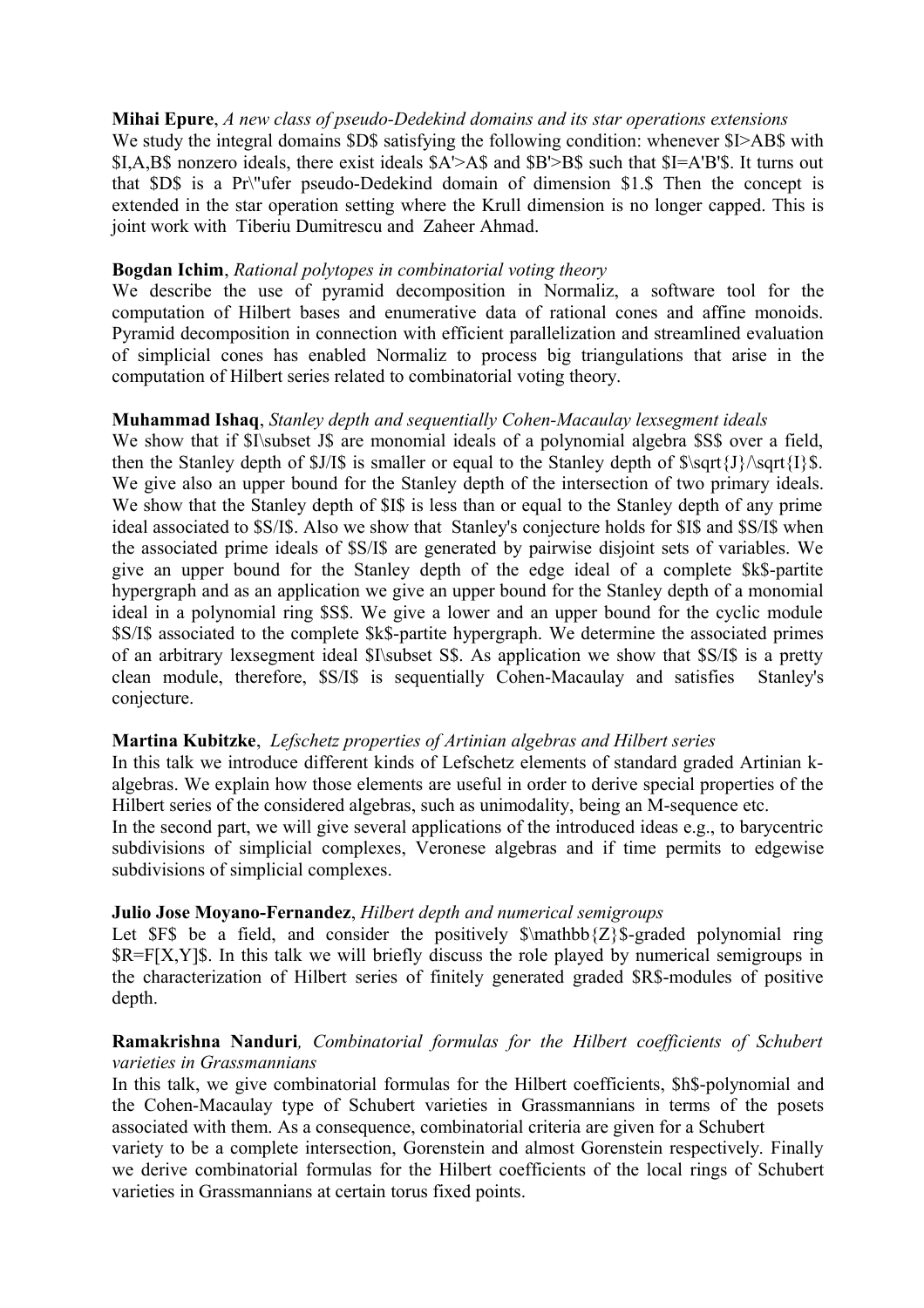**Mihai Epure**, *A new class of pseudo-Dedekind domains and its star operations extensions*

We study the integral domains $D$ satisfying the following condition: whenever $I>AB$ with $I,A,B$ nonzero ideals, there exist ideals $A'>A$ and $B'>B$ such that $I=A'B'$. It turns out that $D$ is a Prüfer pseudo-Dedekind domain of dimension $1.$ Then the concept is extended in the star operation setting where the Krull dimension is no longer capped. This is joint work with Tiberiu Dumitrescu and Zaheer Ahmad.

**Bogdan Ichim**, *Rational polytopes in combinatorial voting theory*

We describe the use of pyramid decomposition in Normaliz, a software tool for the computation of Hilbert bases and enumerative data of rational cones and affine monoids. Pyramid decomposition in connection with efficient parallelization and streamlined evaluation of simplicial cones has enabled Normaliz to process big triangulations that arise in the computation of Hilbert series related to combinatorial voting theory.

**Muhammad Ishaq**, *Stanley depth and sequentially Cohen-Macaulay lexsegment ideals*

We show that if $I\subset J$ are monomial ideals of a polynomial algebra $S$ over a field, then the Stanley depth of $J/I$ is smaller or equal to the Stanley depth of $\sqrt{J}/\sqrt{I}$. We give also an upper bound for the Stanley depth of the intersection of two primary ideals. We show that the Stanley depth of $I$ is less than or equal to the Stanley depth of any prime ideal associated to $S/I$. Also we show that Stanley's conjecture holds for $I$ and $S/I$ when the associated prime ideals of $S/I$ are generated by pairwise disjoint sets of variables. We give an upper bound for the Stanley depth of the edge ideal of a complete $k$-partite hypergraph and as an application we give an upper bound for the Stanley depth of a monomial ideal in a polynomial ring $S$. We give a lower and an upper bound for the cyclic module $S/I$ associated to the complete $k$-partite hypergraph. We determine the associated primes of an arbitrary lexsegment ideal $I\subset S$. As application we show that $S/I$ is a pretty clean module, therefore, $S/I$ is sequentially Cohen-Macaulay and satisfies Stanley's conjecture.

**Martina Kubitzke**, *Lefschetz properties of Artinian algebras and Hilbert series*

In this talk we introduce different kinds of Lefschetz elements of standard graded Artinian k-algebras. We explain how those elements are useful in order to derive special properties of the Hilbert series of the considered algebras, such as unimodality, being an M-sequence etc.

In the second part, we will give several applications of the introduced ideas e.g., to barycentric subdivisions of simplicial complexes, Veronese algebras and if time permits to edgewise subdivisions of simplicial complexes.

**Julio Jose Moyano-Fernandez**, *Hilbert depth and numerical semigroups*

Let $F$ be a field, and consider the positively $\mathbb{Z}$-graded polynomial ring $R=F[X,Y]$. In this talk we will briefly discuss the role played by numerical semigroups in the characterization of Hilbert series of finitely generated graded $R$-modules of positive depth.

**Ramakrishna Nanduri**, *Combinatorial formulas for the Hilbert coefficients of Schubert varieties in Grassmannians*

In this talk, we give combinatorial formulas for the Hilbert coefficients, $h$-polynomial and the Cohen-Macaulay type of Schubert varieties in Grassmannians in terms of the posets associated with them. As a consequence, combinatorial criteria are given for a Schubert variety to be a complete intersection, Gorenstein and almost Gorenstein respectively. Finally we derive combinatorial formulas for the Hilbert coefficients of the local rings of Schubert varieties in Grassmannians at certain torus fixed points.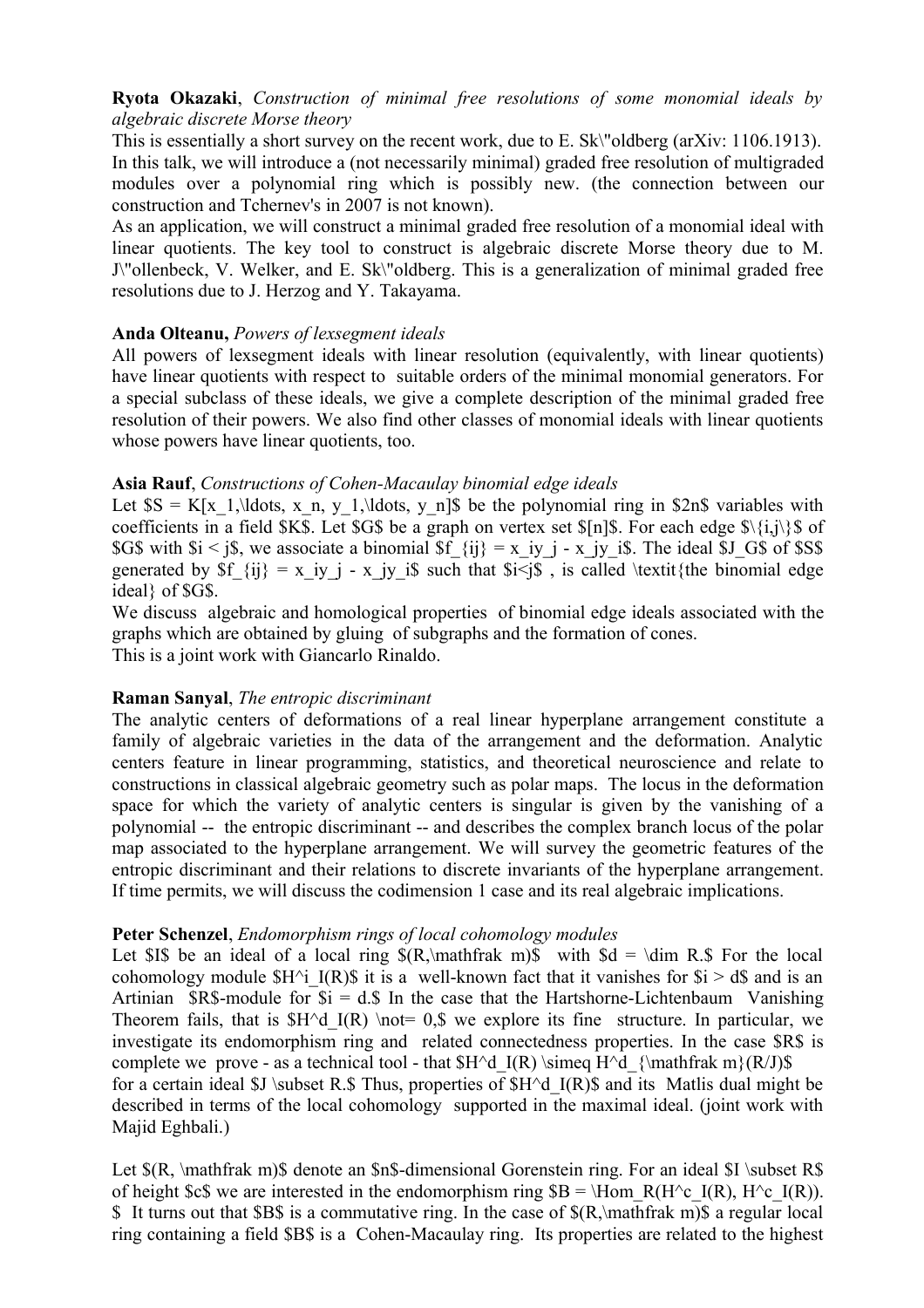**Ryota Okazaki**, *Construction of minimal free resolutions of some monomial ideals by algebraic discrete Morse theory*

This is essentially a short survey on the recent work, due to E. Sköldberg (arXiv: 1106.1913). In this talk, we will introduce a (not necessarily minimal) graded free resolution of multigraded modules over a polynomial ring which is possibly new. (the connection between our construction and Tchernev's in 2007 is not known).

As an application, we will construct a minimal graded free resolution of a monomial ideal with linear quotients. The key tool to construct is algebraic discrete Morse theory due to M. Jöllenbeck, V. Welker, and E. Sköldberg. This is a generalization of minimal graded free resolutions due to J. Herzog and Y. Takayama.

**Anda Olteanu,** *Powers of lexsegment ideals*

All powers of lexsegment ideals with linear resolution (equivalently, with linear quotients) have linear quotients with respect to suitable orders of the minimal monomial generators. For a special subclass of these ideals, we give a complete description of the minimal graded free resolution of their powers. We also find other classes of monomial ideals with linear quotients whose powers have linear quotients, too.

**Asia Rauf**, *Constructions of Cohen-Macaulay binomial edge ideals*

Let $S = K[x_1,\ldots, x_n, y_1,\ldots, y_n]$ be the polynomial ring in $2n$ variables with coefficients in a field $K$. Let $G$ be a graph on vertex set $[n]$. For each edge $\{i,j\}$ of $G$ with $i < j$, we associate a binomial $f_{ij} = x_iy_j - x_jy_i$. The ideal $J_G$ of $S$ generated by $f_{ij} = x_iy_j - x_jy_i$ such that $i<j$ , is called *the binomial edge ideal* of $G$.

We discuss algebraic and homological properties of binomial edge ideals associated with the graphs which are obtained by gluing of subgraphs and the formation of cones.

This is a joint work with Giancarlo Rinaldo.

**Raman Sanyal**, *The entropic discriminant*

The analytic centers of deformations of a real linear hyperplane arrangement constitute a family of algebraic varieties in the data of the arrangement and the deformation. Analytic centers feature in linear programming, statistics, and theoretical neuroscience and relate to constructions in classical algebraic geometry such as polar maps. The locus in the deformation space for which the variety of analytic centers is singular is given by the vanishing of a polynomial -- the entropic discriminant -- and describes the complex branch locus of the polar map associated to the hyperplane arrangement. We will survey the geometric features of the entropic discriminant and their relations to discrete invariants of the hyperplane arrangement. If time permits, we will discuss the codimension 1 case and its real algebraic implications.

**Peter Schenzel**, *Endomorphism rings of local cohomology modules*

Let $I$ be an ideal of a local ring $(R,\mathfrak m)$ with $d = \dim R.$ For the local cohomology module $H^i_I(R)$ it is a well-known fact that it vanishes for $i > d$ and is an Artinian $R$-module for $i = d.$ In the case that the Hartshorne-Lichtenbaum Vanishing Theorem fails, that is $H^d_I(R) \not= 0,$ we explore its fine structure. In particular, we investigate its endomorphism ring and related connectedness properties. In the case $R$ is complete we prove - as a technical tool - that $H^d_I(R) \simeq H^d_{\mathfrak m}(R/J)$ for a certain ideal $J \subset R.$ Thus, properties of $H^d_I(R)$ and its Matlis dual might be described in terms of the local cohomology supported in the maximal ideal. (joint work with Majid Eghbali.)

Let $(R, \mathfrak m)$ denote an $n$-dimensional Gorenstein ring. For an ideal $I \subset R$ of height $c$ we are interested in the endomorphism ring $B = \Hom_R(H^c_I(R), H^c_I(R)).$ It turns out that $B$ is a commutative ring. In the case of $(R,\mathfrak m)$ a regular local ring containing a field $B$ is a Cohen-Macaulay ring. Its properties are related to the highest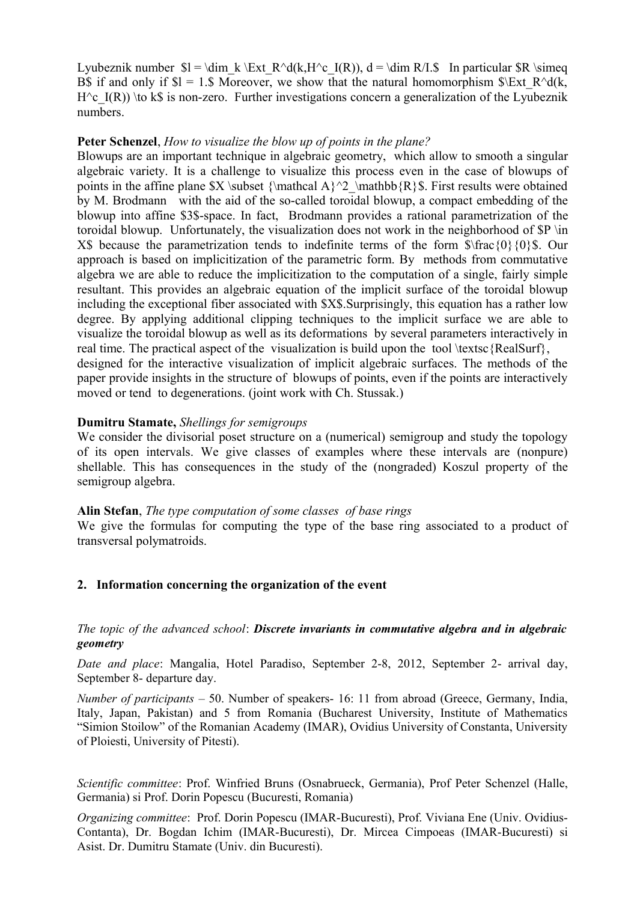Lyubeznik number $l = \dim_k \Ext_R^d(k,H^c_I(R)), d = \dim R/I.$ In particular $R \simeq B$ if and only if $l = 1.$ Moreover, we show that the natural homomorphism $\Ext_R^d(k, H^c_I(R)) \to k$ is non-zero. Further investigations concern a generalization of the Lyubeznik numbers.

**Peter Schenzel**, *How to visualize the blow up of points in the plane?*
Blowups are an important technique in algebraic geometry, which allow to smooth a singular algebraic variety. It is a challenge to visualize this process even in the case of blowups of points in the affine plane $X \subset {\mathcal A}^2_\mathbb{R}$. First results were obtained by M. Brodmann with the aid of the so-called toroidal blowup, a compact embedding of the blowup into affine $3$-space. In fact, Brodmann provides a rational parametrization of the toroidal blowup. Unfortunately, the visualization does not work in the neighborhood of $P \in X$ because the parametrization tends to indefinite terms of the form $\frac{0}{0}$. Our approach is based on implicitization of the parametric form. By methods from commutative algebra we are able to reduce the implicitization to the computation of a single, fairly simple resultant. This provides an algebraic equation of the implicit surface of the toroidal blowup including the exceptional fiber associated with $X$.Surprisingly, this equation has a rather low degree. By applying additional clipping techniques to the implicit surface we are able to visualize the toroidal blowup as well as its deformations by several parameters interactively in real time. The practical aspect of the visualization is build upon the tool \textsc{RealSurf}, designed for the interactive visualization of implicit algebraic surfaces. The methods of the paper provide insights in the structure of blowups of points, even if the points are interactively moved or tend to degenerations. (joint work with Ch. Stussak.)

**Dumitru Stamate,** *Shellings for semigroups*
We consider the divisorial poset structure on a (numerical) semigroup and study the topology of its open intervals. We give classes of examples where these intervals are (nonpure) shellable. This has consequences in the study of the (nongraded) Koszul property of the semigroup algebra.

**Alin Stefan**, *The type computation of some classes of base rings*
We give the formulas for computing the type of the base ring associated to a product of transversal polymatroids.

## 2. Information concerning the organization of the event

*The topic of the advanced school*: ***Discrete invariants in commutative algebra and in algebraic geometry***

*Date and place*: Mangalia, Hotel Paradiso, September 2-8, 2012, September 2- arrival day, September 8- departure day.

*Number of participants* – 50. Number of speakers- 16: 11 from abroad (Greece, Germany, India, Italy, Japan, Pakistan) and 5 from Romania (Bucharest University, Institute of Mathematics "Simion Stoilow" of the Romanian Academy (IMAR), Ovidius University of Constanta, University of Ploiesti, University of Pitesti).

*Scientific committee*: Prof. Winfried Bruns (Osnabrueck, Germania), Prof Peter Schenzel (Halle, Germania) si Prof. Dorin Popescu (Bucuresti, Romania)

*Organizing committee*: Prof. Dorin Popescu (IMAR-Bucuresti), Prof. Viviana Ene (Univ. Ovidius-Contanta), Dr. Bogdan Ichim (IMAR-Bucuresti), Dr. Mircea Cimpoeas (IMAR-Bucuresti) si Asist. Dr. Dumitru Stamate (Univ. din Bucuresti).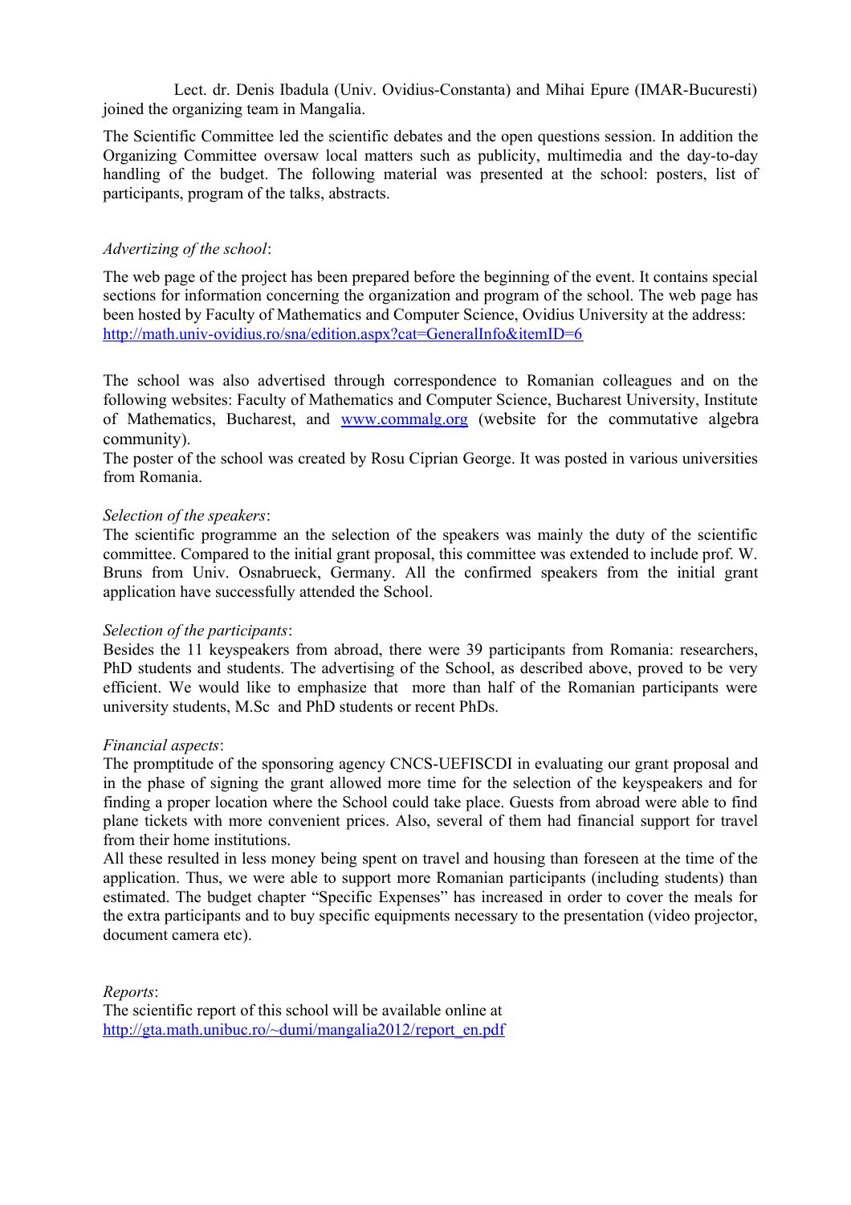Lect. dr. Denis Ibadula (Univ. Ovidius-Constanta) and Mihai Epure (IMAR-Bucuresti) joined the organizing team in Mangalia.

The Scientific Committee led the scientific debates and the open questions session. In addition the Organizing Committee oversaw local matters such as publicity, multimedia and the day-to-day handling of the budget. The following material was presented at the school: posters, list of participants, program of the talks, abstracts.

*Advertizing of the school*:

The web page of the project has been prepared before the beginning of the event. It contains special sections for information concerning the organization and program of the school. The web page has been hosted by Faculty of Mathematics and Computer Science, Ovidius University at the address: http://math.univ-ovidius.ro/sna/edition.aspx?cat=GeneralInfo&itemID=6

The school was also advertised through correspondence to Romanian colleagues and on the following websites: Faculty of Mathematics and Computer Science, Bucharest University, Institute of Mathematics, Bucharest, and www.commalg.org (website for the commutative algebra community).
The poster of the school was created by Rosu Ciprian George. It was posted in various universities from Romania.

*Selection of the speakers*:
The scientific programme an the selection of the speakers was mainly the duty of the scientific committee. Compared to the initial grant proposal, this committee was extended to include prof. W. Bruns from Univ. Osnabrueck, Germany. All the confirmed speakers from the initial grant application have successfully attended the School.

*Selection of the participants*:
Besides the 11 keyspeakers from abroad, there were 39 participants from Romania: researchers, PhD students and students. The advertising of the School, as described above, proved to be very efficient. We would like to emphasize that more than half of the Romanian participants were university students, M.Sc and PhD students or recent PhDs.

*Financial aspects*:
The promptitude of the sponsoring agency CNCS-UEFISCDI in evaluating our grant proposal and in the phase of signing the grant allowed more time for the selection of the keyspeakers and for finding a proper location where the School could take place. Guests from abroad were able to find plane tickets with more convenient prices. Also, several of them had financial support for travel from their home institutions.
All these resulted in less money being spent on travel and housing than foreseen at the time of the application. Thus, we were able to support more Romanian participants (including students) than estimated. The budget chapter "Specific Expenses" has increased in order to cover the meals for the extra participants and to buy specific equipments necessary to the presentation (video projector, document camera etc).

*Reports*:
The scientific report of this school will be available online at
http://gta.math.unibuc.ro/~dumi/mangalia2012/report_en.pdf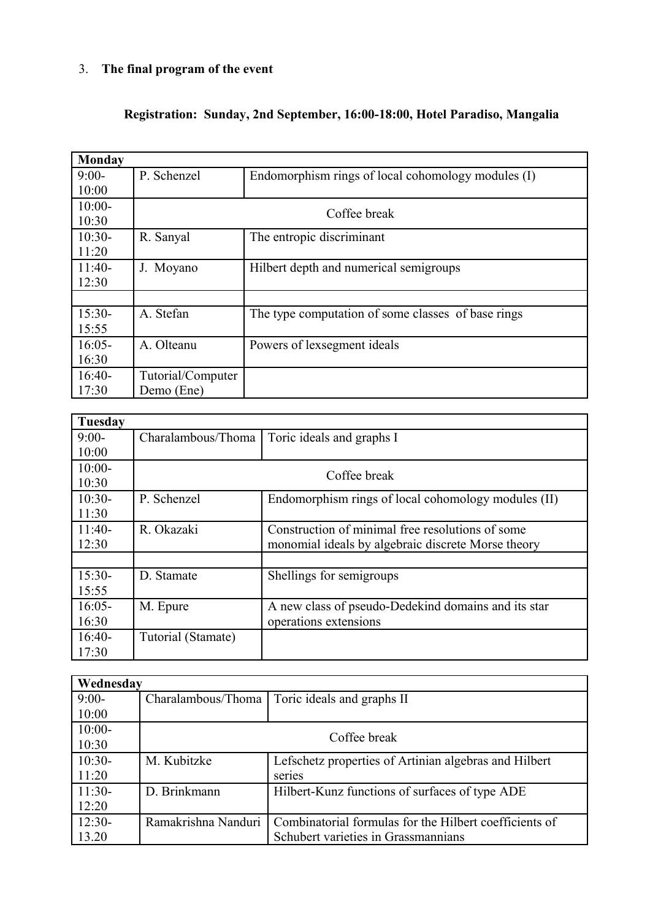3. **The final program of the event**

**Registration: Sunday, 2nd September, 16:00-18:00, Hotel Paradiso, Mangalia**

| **Monday** | | |
|---|---|---|
| 9:00-10:00 | P. Schenzel | Endomorphism rings of local cohomology modules (I) |
| 10:00-10:30 | Coffee break | |
| 10:30-11:20 | R. Sanyal | The entropic discriminant |
| 11:40-12:30 | J. Moyano | Hilbert depth and numerical semigroups |
| | | |
| 15:30-15:55 | A. Stefan | The type computation of some classes of base rings |
| 16:05-16:30 | A. Olteanu | Powers of lexsegment ideals |
| 16:40-17:30 | Tutorial/Computer Demo (Ene) | |

| **Tuesday** | | |
|---|---|---|
| 9:00-10:00 | Charalambous/Thoma | Toric ideals and graphs I |
| 10:00-10:30 | Coffee break | |
| 10:30-11:30 | P. Schenzel | Endomorphism rings of local cohomology modules (II) |
| 11:40-12:30 | R. Okazaki | Construction of minimal free resolutions of some monomial ideals by algebraic discrete Morse theory |
| | | |
| 15:30-15:55 | D. Stamate | Shellings for semigroups |
| 16:05-16:30 | M. Epure | A new class of pseudo-Dedekind domains and its star operations extensions |
| 16:40-17:30 | Tutorial (Stamate) | |

| **Wednesday** | | |
|---|---|---|
| 9:00-10:00 | Charalambous/Thoma | Toric ideals and graphs II |
| 10:00-10:30 | Coffee break | |
| 10:30-11:20 | M. Kubitzke | Lefschetz properties of Artinian algebras and Hilbert series |
| 11:30-12:20 | D. Brinkmann | Hilbert-Kunz functions of surfaces of type ADE |
| 12:30-13.20 | Ramakrishna Nanduri | Combinatorial formulas for the Hilbert coefficients of Schubert varieties in Grassmannians |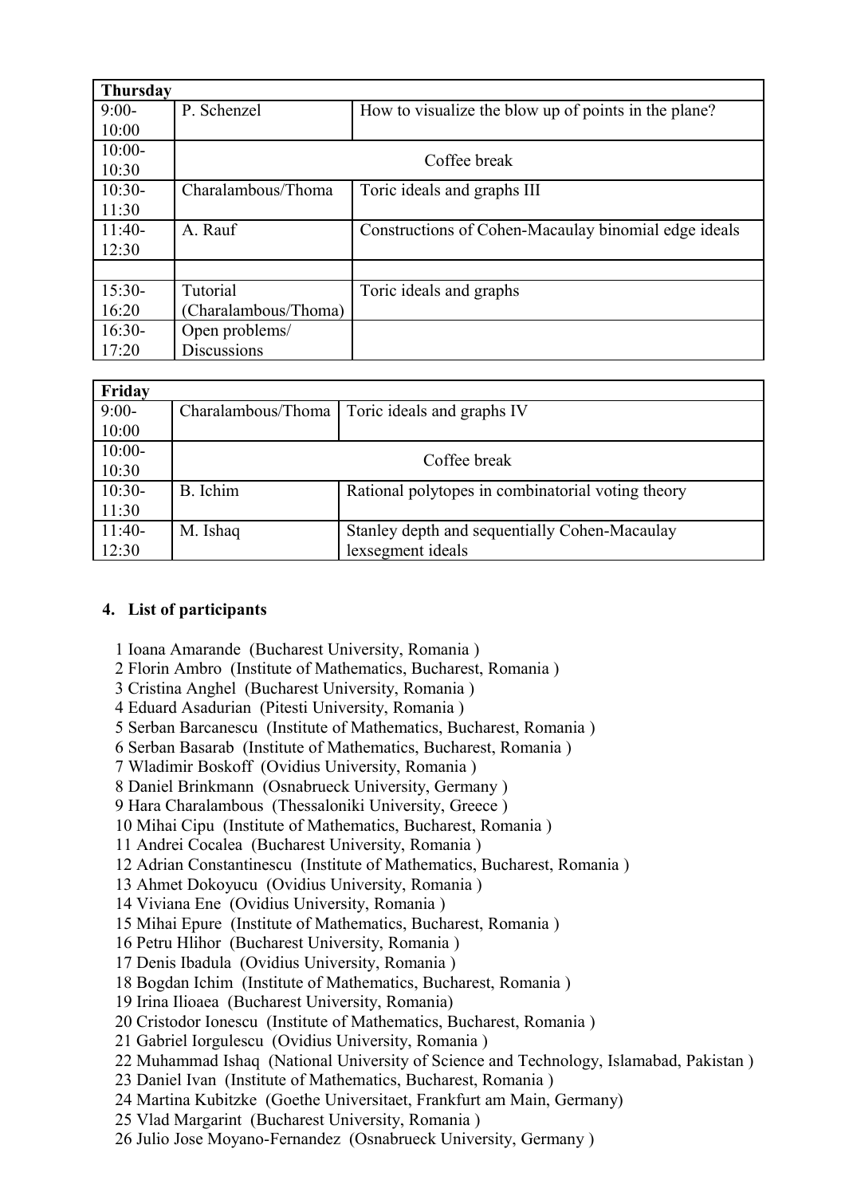| Thursday | | |
|---|---|---|
| 9:00-10:00 | P. Schenzel | How to visualize the blow up of points in the plane? |
| 10:00-10:30 | Coffee break | |
| 10:30-11:30 | Charalambous/Thoma | Toric ideals and graphs III |
| 11:40-12:30 | A. Rauf | Constructions of Cohen-Macaulay binomial edge ideals |
| | | |
| 15:30-16:20 | Tutorial (Charalambous/Thoma) | Toric ideals and graphs |
| 16:30-17:20 | Open problems/ Discussions | |

| Friday | | |
|---|---|---|
| 9:00-10:00 | Charalambous/Thoma | Toric ideals and graphs IV |
| 10:00-10:30 | Coffee break | |
| 10:30-11:30 | B. Ichim | Rational polytopes in combinatorial voting theory |
| 11:40-12:30 | M. Ishaq | Stanley depth and sequentially Cohen-Macaulay lexsegment ideals |

## 4. List of participants

1 Ioana Amarande (Bucharest University, Romania )
2 Florin Ambro (Institute of Mathematics, Bucharest, Romania )
3 Cristina Anghel (Bucharest University, Romania )
4 Eduard Asadurian (Pitesti University, Romania )
5 Serban Barcanescu (Institute of Mathematics, Bucharest, Romania )
6 Serban Basarab (Institute of Mathematics, Bucharest, Romania )
7 Wladimir Boskoff (Ovidius University, Romania )
8 Daniel Brinkmann (Osnabrueck University, Germany )
9 Hara Charalambous (Thessaloniki University, Greece )
10 Mihai Cipu (Institute of Mathematics, Bucharest, Romania )
11 Andrei Cocalea (Bucharest University, Romania )
12 Adrian Constantinescu (Institute of Mathematics, Bucharest, Romania )
13 Ahmet Dokoyucu (Ovidius University, Romania )
14 Viviana Ene (Ovidius University, Romania )
15 Mihai Epure (Institute of Mathematics, Bucharest, Romania )
16 Petru Hlihor (Bucharest University, Romania )
17 Denis Ibadula (Ovidius University, Romania )
18 Bogdan Ichim (Institute of Mathematics, Bucharest, Romania )
19 Irina Ilioaea (Bucharest University, Romania)
20 Cristodor Ionescu (Institute of Mathematics, Bucharest, Romania )
21 Gabriel Iorgulescu (Ovidius University, Romania )
22 Muhammad Ishaq (National University of Science and Technology, Islamabad, Pakistan )
23 Daniel Ivan (Institute of Mathematics, Bucharest, Romania )
24 Martina Kubitzke (Goethe Universitaet, Frankfurt am Main, Germany)
25 Vlad Margarint (Bucharest University, Romania )
26 Julio Jose Moyano-Fernandez (Osnabrueck University, Germany )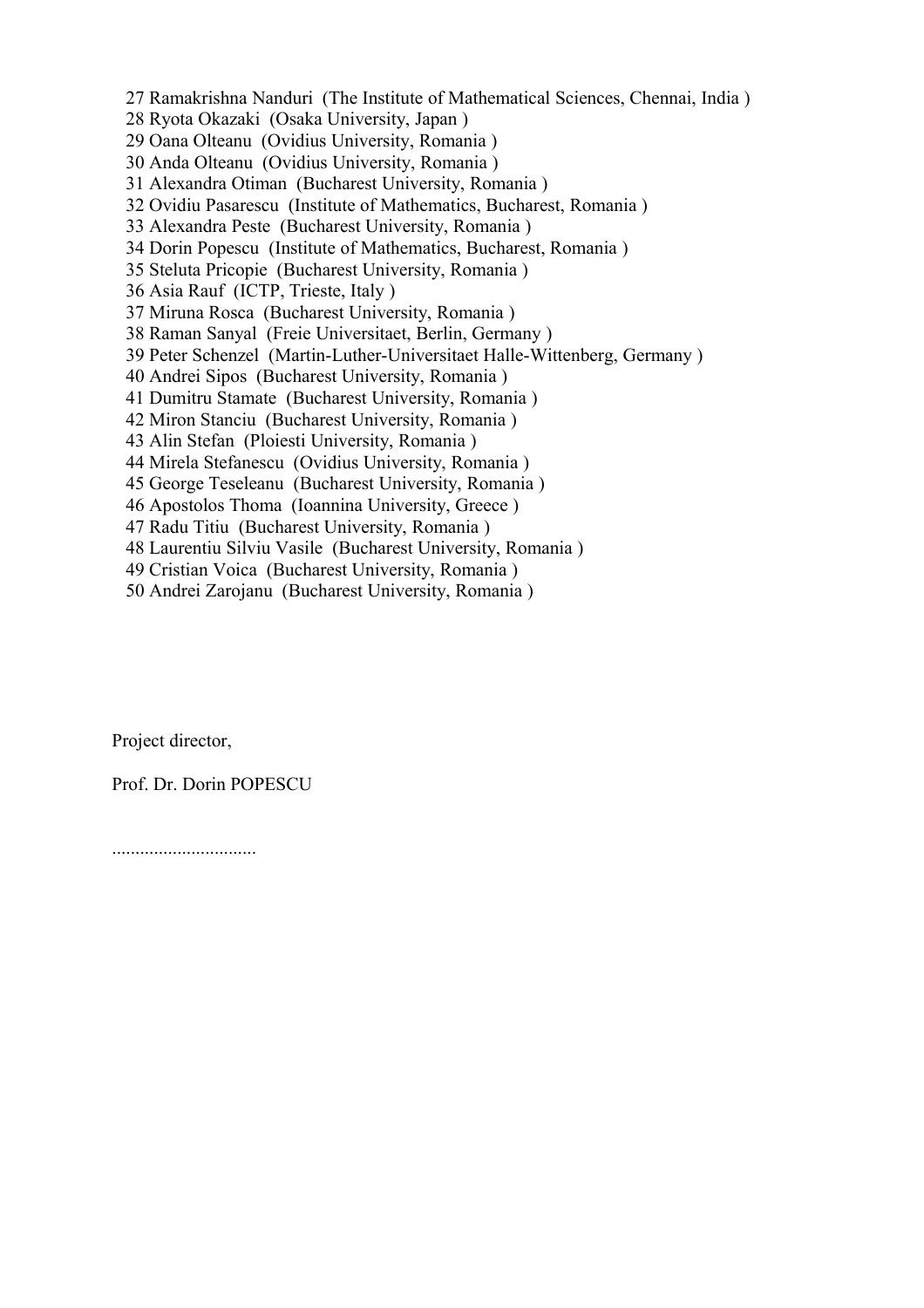27 Ramakrishna Nanduri (The Institute of Mathematical Sciences, Chennai, India )
28 Ryota Okazaki (Osaka University, Japan )
29 Oana Olteanu (Ovidius University, Romania )
30 Anda Olteanu (Ovidius University, Romania )
31 Alexandra Otiman (Bucharest University, Romania )
32 Ovidiu Pasarescu (Institute of Mathematics, Bucharest, Romania )
33 Alexandra Peste (Bucharest University, Romania )
34 Dorin Popescu (Institute of Mathematics, Bucharest, Romania )
35 Steluta Pricopie (Bucharest University, Romania )
36 Asia Rauf (ICTP, Trieste, Italy )
37 Miruna Rosca (Bucharest University, Romania )
38 Raman Sanyal (Freie Universitaet, Berlin, Germany )
39 Peter Schenzel (Martin-Luther-Universitaet Halle-Wittenberg, Germany )
40 Andrei Sipos (Bucharest University, Romania )
41 Dumitru Stamate (Bucharest University, Romania )
42 Miron Stanciu (Bucharest University, Romania )
43 Alin Stefan (Ploiesti University, Romania )
44 Mirela Stefanescu (Ovidius University, Romania )
45 George Teseleanu (Bucharest University, Romania )
46 Apostolos Thoma (Ioannina University, Greece )
47 Radu Titiu (Bucharest University, Romania )
48 Laurentiu Silviu Vasile (Bucharest University, Romania )
49 Cristian Voica (Bucharest University, Romania )
50 Andrei Zarojanu (Bucharest University, Romania )

Project director,

Prof. Dr. Dorin POPESCU

..............................